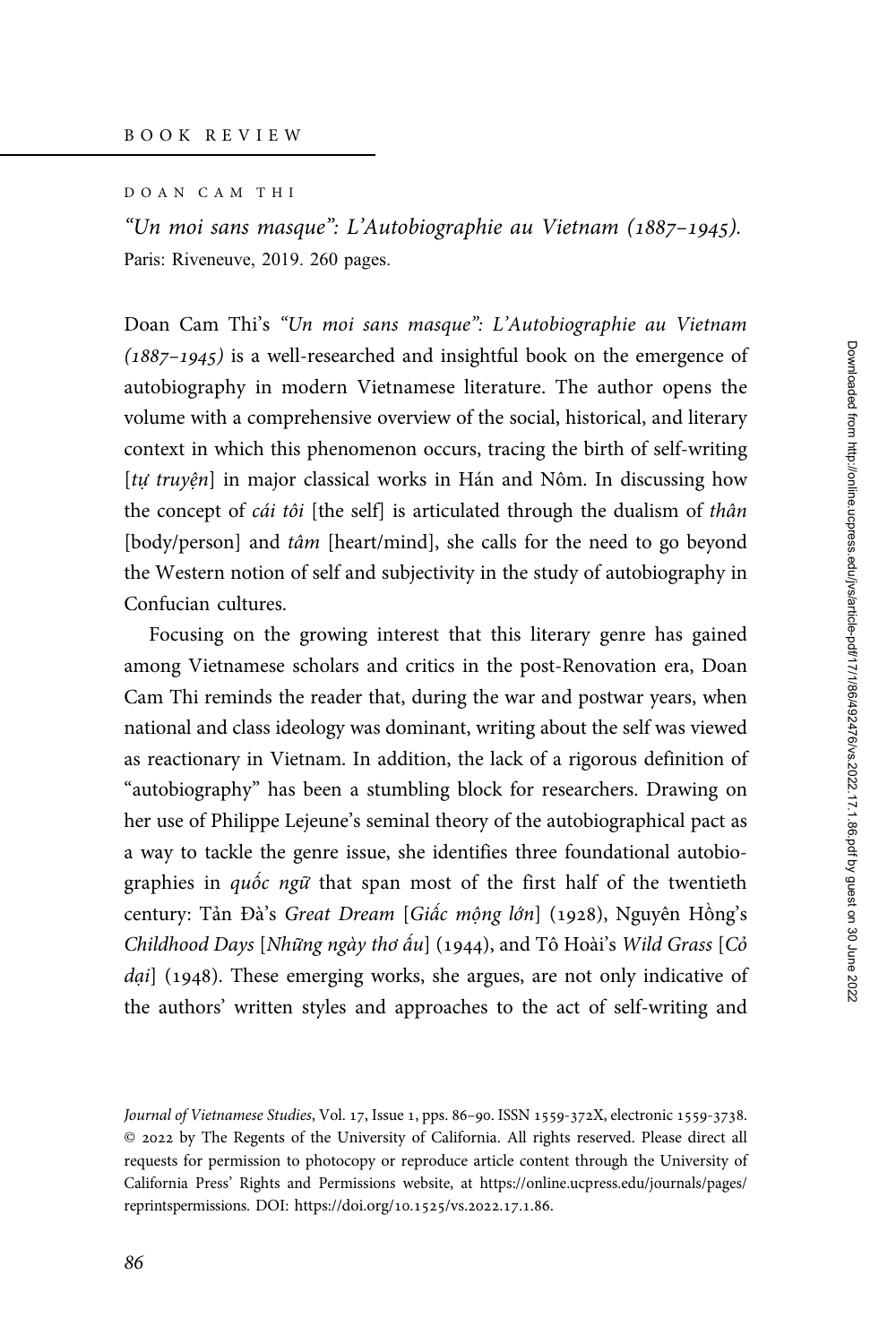BOOK REVIEW

DOAN CAM THI

*"Un moi sans masque": L'Autobiographie au Vietnam (1887–1945).*
Paris: Riveneuve, 2019. 260 pages.

Doan Cam Thi's *"Un moi sans masque": L'Autobiographie au Vietnam (1887–1945)* is a well-researched and insightful book on the emergence of autobiography in modern Vietnamese literature. The author opens the volume with a comprehensive overview of the social, historical, and literary context in which this phenomenon occurs, tracing the birth of self-writing [*tự truyện*] in major classical works in Hán and Nôm. In discussing how the concept of *cái tôi* [the self] is articulated through the dualism of *thân* [body/person] and *tâm* [heart/mind], she calls for the need to go beyond the Western notion of self and subjectivity in the study of autobiography in Confucian cultures.

Focusing on the growing interest that this literary genre has gained among Vietnamese scholars and critics in the post-Renovation era, Doan Cam Thi reminds the reader that, during the war and postwar years, when national and class ideology was dominant, writing about the self was viewed as reactionary in Vietnam. In addition, the lack of a rigorous definition of "autobiography" has been a stumbling block for researchers. Drawing on her use of Philippe Lejeune's seminal theory of the autobiographical pact as a way to tackle the genre issue, she identifies three foundational autobiographies in *quốc ngữ* that span most of the first half of the twentieth century: Tản Đà's *Great Dream* [*Giấc mộng lớn*] (1928), Nguyên Hồng's *Childhood Days* [*Những ngày thơ ấu*] (1944), and Tô Hoài's *Wild Grass* [*Cỏ dại*] (1948). These emerging works, she argues, are not only indicative of the authors' written styles and approaches to the act of self-writing and

*Journal of Vietnamese Studies*, Vol. 17, Issue 1, pps. 86–90. ISSN 1559-372X, electronic 1559-3738. © 2022 by The Regents of the University of California. All rights reserved. Please direct all requests for permission to photocopy or reproduce article content through the University of California Press' Rights and Permissions website, at https://online.ucpress.edu/journals/pages/reprintspermissions. DOI: https://doi.org/10.1525/vs.2022.17.1.86.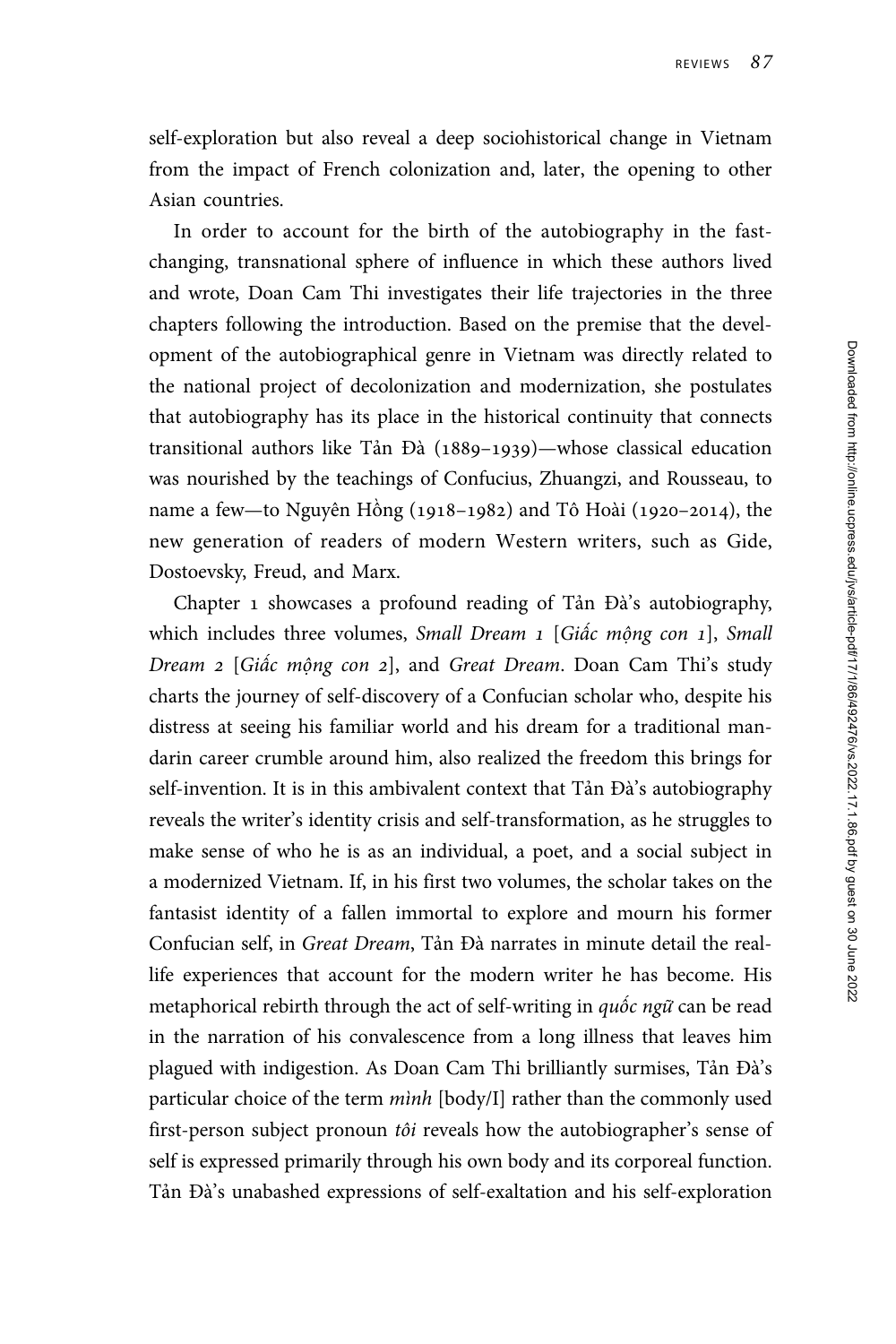self-exploration but also reveal a deep sociohistorical change in Vietnam from the impact of French colonization and, later, the opening to other Asian countries.

In order to account for the birth of the autobiography in the fast-changing, transnational sphere of influence in which these authors lived and wrote, Doan Cam Thi investigates their life trajectories in the three chapters following the introduction. Based on the premise that the development of the autobiographical genre in Vietnam was directly related to the national project of decolonization and modernization, she postulates that autobiography has its place in the historical continuity that connects transitional authors like Tản Đà (1889–1939)—whose classical education was nourished by the teachings of Confucius, Zhuangzi, and Rousseau, to name a few—to Nguyên Hồng (1918–1982) and Tô Hoài (1920–2014), the new generation of readers of modern Western writers, such as Gide, Dostoevsky, Freud, and Marx.

Chapter 1 showcases a profound reading of Tản Đà's autobiography, which includes three volumes, *Small Dream 1* [*Giấc mộng con 1*], *Small Dream 2* [*Giấc mộng con 2*], and *Great Dream*. Doan Cam Thi's study charts the journey of self-discovery of a Confucian scholar who, despite his distress at seeing his familiar world and his dream for a traditional mandarin career crumble around him, also realized the freedom this brings for self-invention. It is in this ambivalent context that Tản Đà's autobiography reveals the writer's identity crisis and self-transformation, as he struggles to make sense of who he is as an individual, a poet, and a social subject in a modernized Vietnam. If, in his first two volumes, the scholar takes on the fantasist identity of a fallen immortal to explore and mourn his former Confucian self, in *Great Dream*, Tản Đà narrates in minute detail the real-life experiences that account for the modern writer he has become. His metaphorical rebirth through the act of self-writing in *quốc ngữ* can be read in the narration of his convalescence from a long illness that leaves him plagued with indigestion. As Doan Cam Thi brilliantly surmises, Tản Đà's particular choice of the term *mình* [body/I] rather than the commonly used first-person subject pronoun *tôi* reveals how the autobiographer's sense of self is expressed primarily through his own body and its corporeal function. Tản Đà's unabashed expressions of self-exaltation and his self-exploration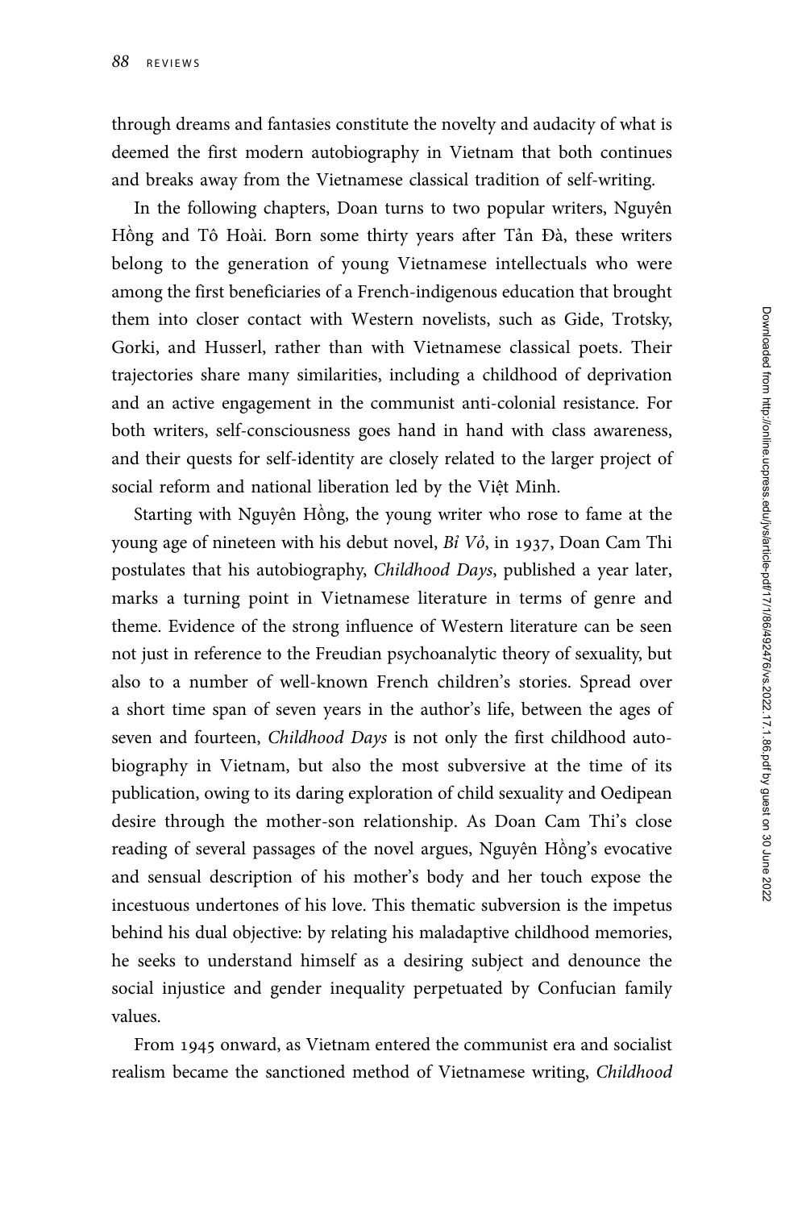through dreams and fantasies constitute the novelty and audacity of what is deemed the first modern autobiography in Vietnam that both continues and breaks away from the Vietnamese classical tradition of self-writing.

In the following chapters, Doan turns to two popular writers, Nguyên Hồng and Tô Hoài. Born some thirty years after Tản Đà, these writers belong to the generation of young Vietnamese intellectuals who were among the first beneficiaries of a French-indigenous education that brought them into closer contact with Western novelists, such as Gide, Trotsky, Gorki, and Husserl, rather than with Vietnamese classical poets. Their trajectories share many similarities, including a childhood of deprivation and an active engagement in the communist anti-colonial resistance. For both writers, self-consciousness goes hand in hand with class awareness, and their quests for self-identity are closely related to the larger project of social reform and national liberation led by the Việt Minh.

Starting with Nguyên Hồng, the young writer who rose to fame at the young age of nineteen with his debut novel, *Bỉ Vỏ*, in 1937, Doan Cam Thi postulates that his autobiography, *Childhood Days*, published a year later, marks a turning point in Vietnamese literature in terms of genre and theme. Evidence of the strong influence of Western literature can be seen not just in reference to the Freudian psychoanalytic theory of sexuality, but also to a number of well-known French children's stories. Spread over a short time span of seven years in the author's life, between the ages of seven and fourteen, *Childhood Days* is not only the first childhood autobiography in Vietnam, but also the most subversive at the time of its publication, owing to its daring exploration of child sexuality and Oedipean desire through the mother-son relationship. As Doan Cam Thi's close reading of several passages of the novel argues, Nguyên Hồng's evocative and sensual description of his mother's body and her touch expose the incestuous undertones of his love. This thematic subversion is the impetus behind his dual objective: by relating his maladaptive childhood memories, he seeks to understand himself as a desiring subject and denounce the social injustice and gender inequality perpetuated by Confucian family values.

From 1945 onward, as Vietnam entered the communist era and socialist realism became the sanctioned method of Vietnamese writing, *Childhood*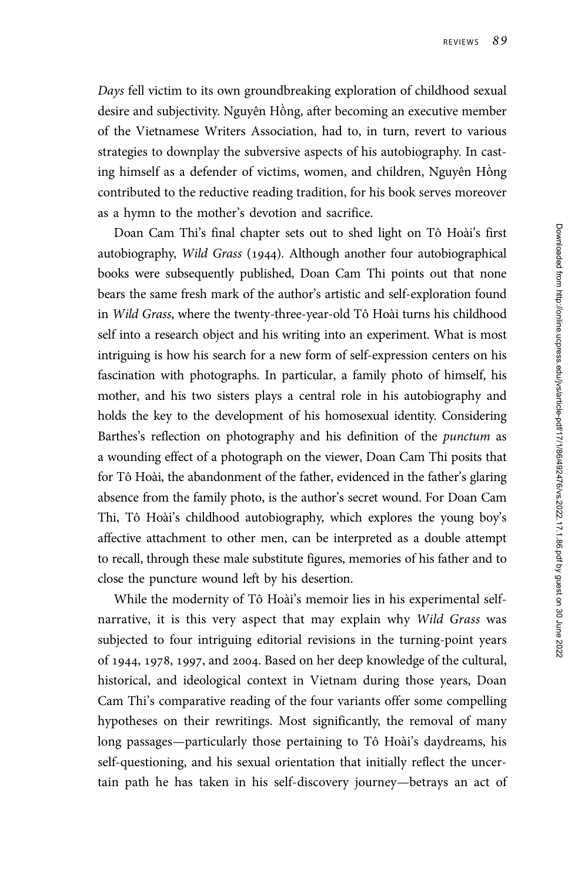*Days* fell victim to its own groundbreaking exploration of childhood sexual desire and subjectivity. Nguyên Hồng, after becoming an executive member of the Vietnamese Writers Association, had to, in turn, revert to various strategies to downplay the subversive aspects of his autobiography. In casting himself as a defender of victims, women, and children, Nguyên Hồng contributed to the reductive reading tradition, for his book serves moreover as a hymn to the mother's devotion and sacrifice.

Doan Cam Thi's final chapter sets out to shed light on Tô Hoài's first autobiography, *Wild Grass* (1944). Although another four autobiographical books were subsequently published, Doan Cam Thi points out that none bears the same fresh mark of the author's artistic and self-exploration found in *Wild Grass*, where the twenty-three-year-old Tô Hoài turns his childhood self into a research object and his writing into an experiment. What is most intriguing is how his search for a new form of self-expression centers on his fascination with photographs. In particular, a family photo of himself, his mother, and his two sisters plays a central role in his autobiography and holds the key to the development of his homosexual identity. Considering Barthes's reflection on photography and his definition of the *punctum* as a wounding effect of a photograph on the viewer, Doan Cam Thi posits that for Tô Hoài, the abandonment of the father, evidenced in the father's glaring absence from the family photo, is the author's secret wound. For Doan Cam Thi, Tô Hoài's childhood autobiography, which explores the young boy's affective attachment to other men, can be interpreted as a double attempt to recall, through these male substitute figures, memories of his father and to close the puncture wound left by his desertion.

While the modernity of Tô Hoài's memoir lies in his experimental self-narrative, it is this very aspect that may explain why *Wild Grass* was subjected to four intriguing editorial revisions in the turning-point years of 1944, 1978, 1997, and 2004. Based on her deep knowledge of the cultural, historical, and ideological context in Vietnam during those years, Doan Cam Thi's comparative reading of the four variants offer some compelling hypotheses on their rewritings. Most significantly, the removal of many long passages—particularly those pertaining to Tô Hoài's daydreams, his self-questioning, and his sexual orientation that initially reflect the uncertain path he has taken in his self-discovery journey—betrays an act of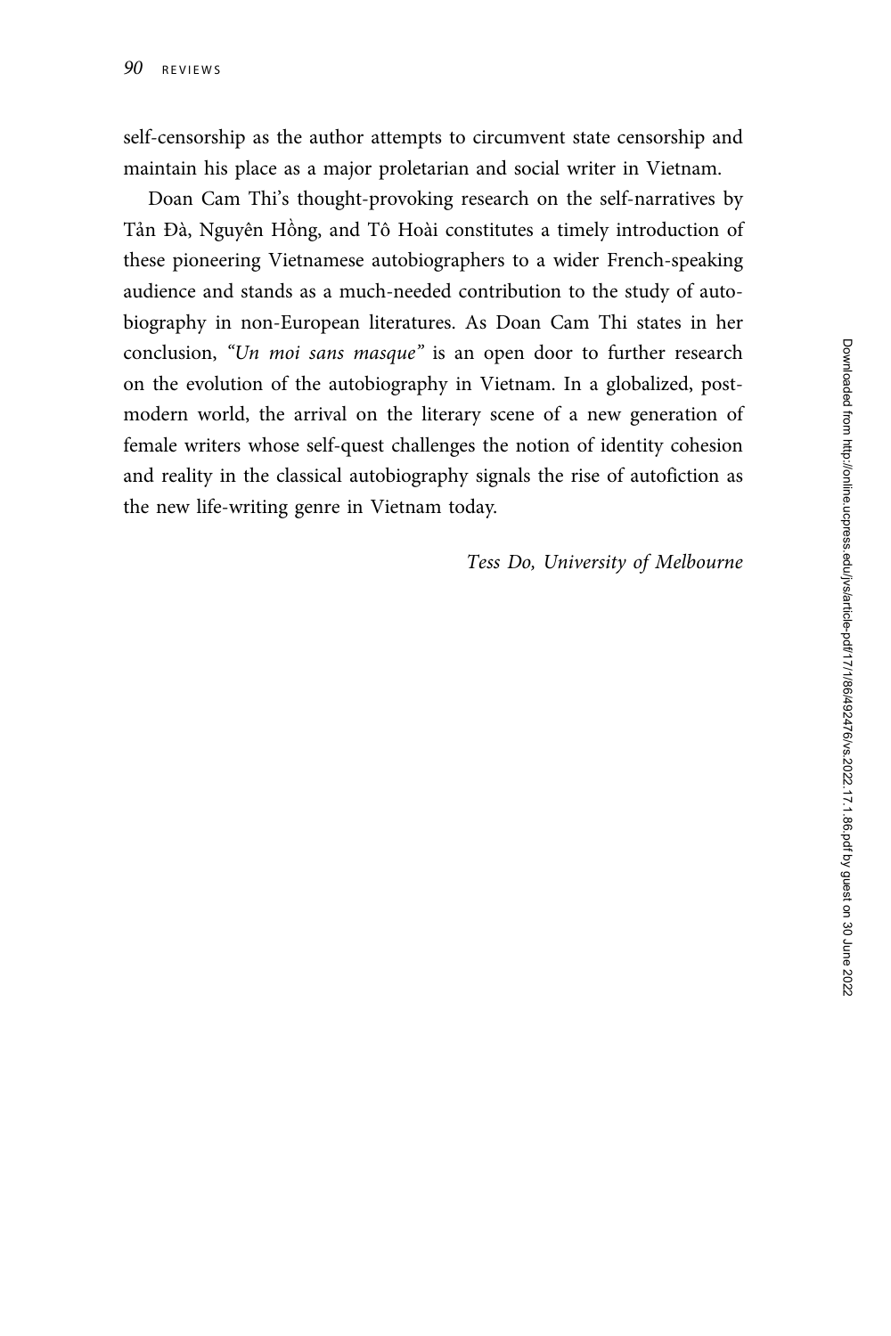self-censorship as the author attempts to circumvent state censorship and maintain his place as a major proletarian and social writer in Vietnam.

Doan Cam Thi's thought-provoking research on the self-narratives by Tản Đà, Nguyên Hồng, and Tô Hoài constitutes a timely introduction of these pioneering Vietnamese autobiographers to a wider French-speaking audience and stands as a much-needed contribution to the study of autobiography in non-European literatures. As Doan Cam Thi states in her conclusion, *"Un moi sans masque"* is an open door to further research on the evolution of the autobiography in Vietnam. In a globalized, postmodern world, the arrival on the literary scene of a new generation of female writers whose self-quest challenges the notion of identity cohesion and reality in the classical autobiography signals the rise of autofiction as the new life-writing genre in Vietnam today.

*Tess Do, University of Melbourne*